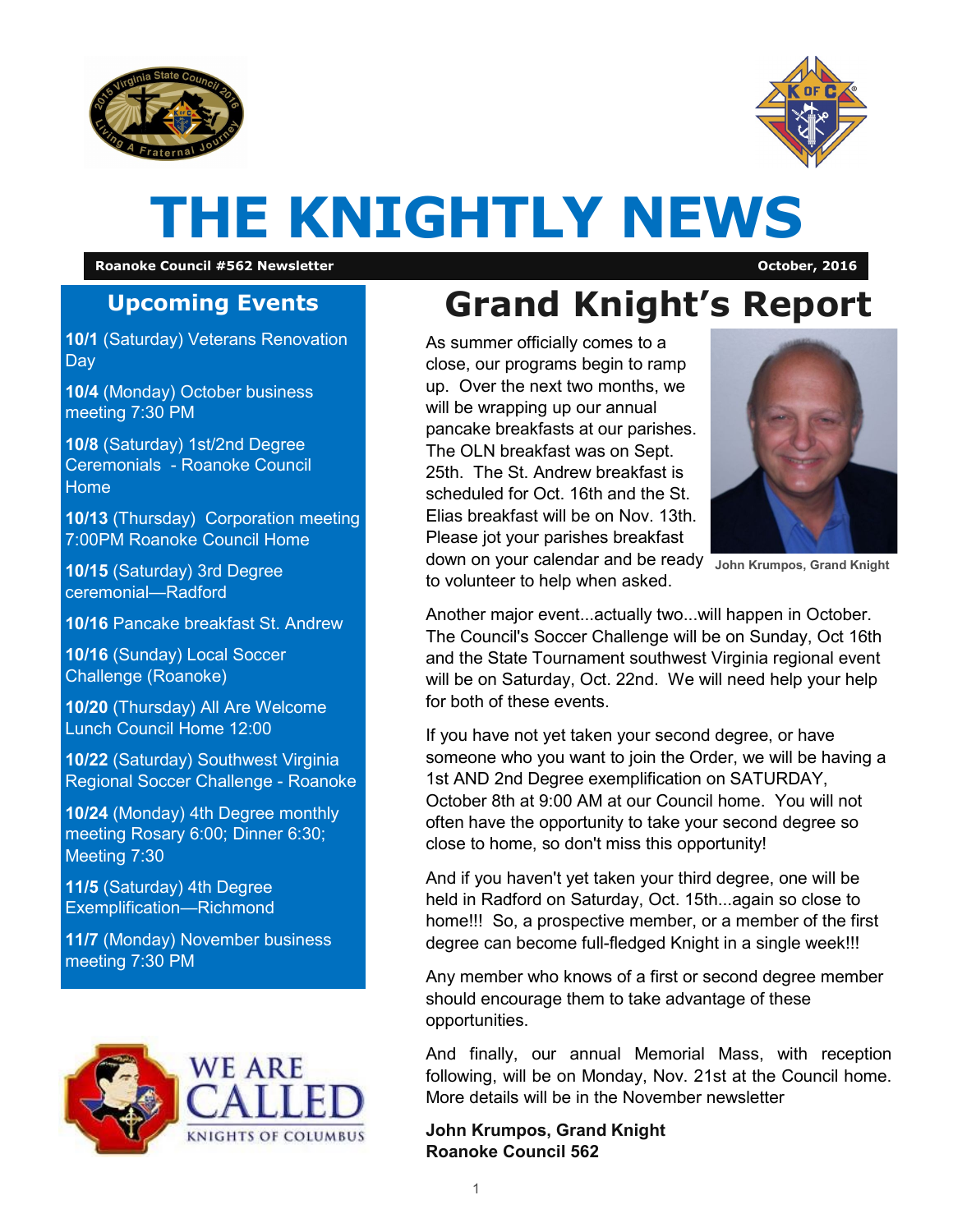# THE KNIGHTLY NEWS

**Roanoke Council #562 Newsletter** — **October, 2016**

## Upcoming Events

**10/1** (Saturday) Veterans Renovation Day

**10/4** (Monday) October business meeting 7:30 PM

**10/8** (Saturday) 1st/2nd Degree Ceremonials - Roanoke Council Home

**10/13** (Thursday) Corporation meeting 7:00PM Roanoke Council Home

**10/15** (Saturday) 3rd Degree ceremonial—Radford

**10/16** Pancake breakfast St. Andrew

**10/16** (Sunday) Local Soccer Challenge (Roanoke)

**10/20** (Thursday) All Are Welcome Lunch Council Home 12:00

**10/22** (Saturday) Southwest Virginia Regional Soccer Challenge - Roanoke

**10/24** (Monday) 4th Degree monthly meeting Rosary 6:00; Dinner 6:30; Meeting 7:30

**11/5** (Saturday) 4th Degree Exemplification—Richmond

**11/7** (Monday) November business meeting 7:30 PM

## Grand Knight's Report

John Krumpos, Grand Knight

As summer officially comes to a close, our programs begin to ramp up. Over the next two months, we will be wrapping up our annual pancake breakfasts at our parishes. The OLN breakfast was on Sept. 25th. The St. Andrew breakfast is scheduled for Oct. 16th and the St. Elias breakfast will be on Nov. 13th. Please jot your parishes breakfast down on your calendar and be ready to volunteer to help when asked.

Another major event...actually two...will happen in October. The Council's Soccer Challenge will be on Sunday, Oct 16th and the State Tournament southwest Virginia regional event will be on Saturday, Oct. 22nd. We will need help your help for both of these events.

If you have not yet taken your second degree, or have someone who you want to join the Order, we will be having a 1st AND 2nd Degree exemplification on SATURDAY, October 8th at 9:00 AM at our Council home. You will not often have the opportunity to take your second degree so close to home, so don't miss this opportunity!

And if you haven't yet taken your third degree, one will be held in Radford on Saturday, Oct. 15th...again so close to home!!! So, a prospective member, or a member of the first degree can become full-fledged Knight in a single week!!!

Any member who knows of a first or second degree member should encourage them to take advantage of these opportunities.

And finally, our annual Memorial Mass, with reception following, will be on Monday, Nov. 21st at the Council home. More details will be in the November newsletter

**John Krumpos, Grand Knight**
**Roanoke Council 562**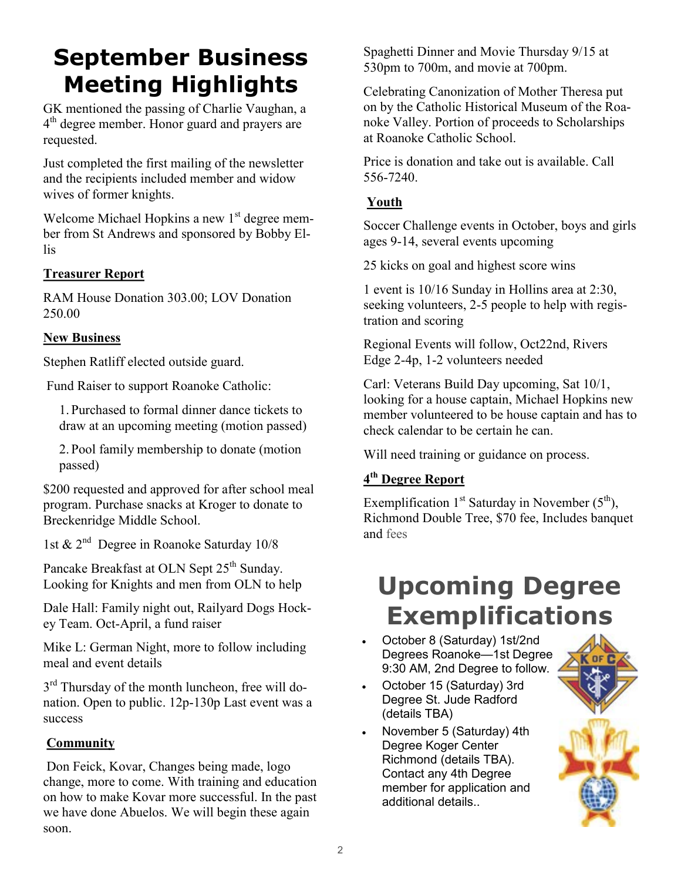# September Business Meeting Highlights

GK mentioned the passing of Charlie Vaughan, a 4th degree member. Honor guard and prayers are requested.

Just completed the first mailing of the newsletter and the recipients included member and widow wives of former knights.

Welcome Michael Hopkins a new 1st degree member from St Andrews and sponsored by Bobby Ellis

**Treasurer Report**

RAM House Donation 303.00; LOV Donation 250.00

**New Business**

Stephen Ratliff elected outside guard.

Fund Raiser to support Roanoke Catholic:

1. Purchased to formal dinner dance tickets to draw at an upcoming meeting (motion passed)
2. Pool family membership to donate (motion passed)

$200 requested and approved for after school meal program. Purchase snacks at Kroger to donate to Breckenridge Middle School.

1st & 2nd Degree in Roanoke Saturday 10/8

Pancake Breakfast at OLN Sept 25th Sunday. Looking for Knights and men from OLN to help

Dale Hall: Family night out, Railyard Dogs Hockey Team. Oct-April, a fund raiser

Mike L: German Night, more to follow including meal and event details

3rd Thursday of the month luncheon, free will donation. Open to public. 12p-130p Last event was a success

**Community**

Don Feick, Kovar, Changes being made, logo change, more to come. With training and education on how to make Kovar more successful. In the past we have done Abuelos. We will begin these again soon.

Spaghetti Dinner and Movie Thursday 9/15 at 530pm to 700m, and movie at 700pm.

Celebrating Canonization of Mother Theresa put on by the Catholic Historical Museum of the Roanoke Valley. Portion of proceeds to Scholarships at Roanoke Catholic School.

Price is donation and take out is available. Call 556-7240.

**Youth**

Soccer Challenge events in October, boys and girls ages 9-14, several events upcoming

25 kicks on goal and highest score wins

1 event is 10/16 Sunday in Hollins area at 2:30, seeking volunteers, 2-5 people to help with registration and scoring

Regional Events will follow, Oct22nd, Rivers Edge 2-4p, 1-2 volunteers needed

Carl: Veterans Build Day upcoming, Sat 10/1, looking for a house captain, Michael Hopkins new member volunteered to be house captain and has to check calendar to be certain he can.

Will need training or guidance on process.

**4th Degree Report**

Exemplification 1st Saturday in November (5th), Richmond Double Tree, $70 fee, Includes banquet and fees

# Upcoming Degree Exemplifications

- October 8 (Saturday) 1st/2nd Degrees Roanoke—1st Degree 9:30 AM, 2nd Degree to follow.
- October 15 (Saturday) 3rd Degree St. Jude Radford (details TBA)
- November 5 (Saturday) 4th Degree Koger Center Richmond (details TBA). Contact any 4th Degree member for application and additional details..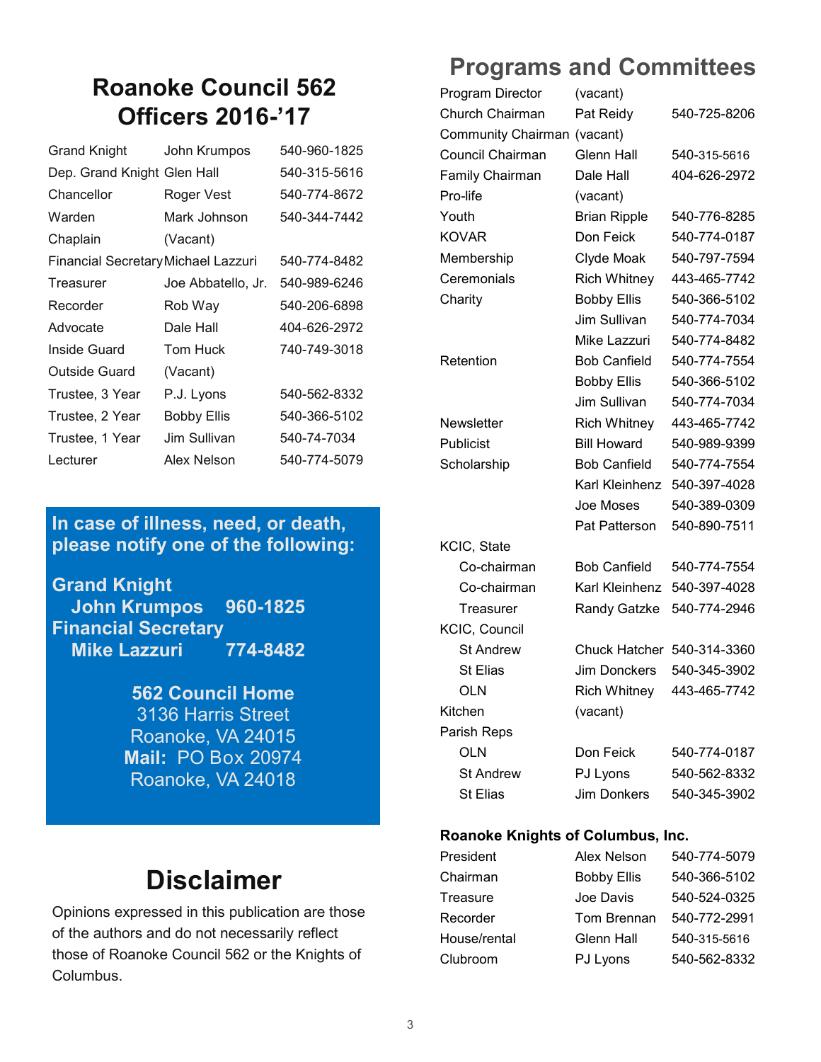# Roanoke Council 562 Officers 2016-'17

| Office | Name | Phone |
|---|---|---|
| Grand Knight | John Krumpos | 540-960-1825 |
| Dep. Grand Knight | Glen Hall | 540-315-5616 |
| Chancellor | Roger Vest | 540-774-8672 |
| Warden | Mark Johnson | 540-344-7442 |
| Chaplain | (Vacant) | |
| Financial Secretary | Michael Lazzuri | 540-774-8482 |
| Treasurer | Joe Abbatello, Jr. | 540-989-6246 |
| Recorder | Rob Way | 540-206-6898 |
| Advocate | Dale Hall | 404-626-2972 |
| Inside Guard | Tom Huck | 740-749-3018 |
| Outside Guard | (Vacant) | |
| Trustee, 3 Year | P.J. Lyons | 540-562-8332 |
| Trustee, 2 Year | Bobby Ellis | 540-366-5102 |
| Trustee, 1 Year | Jim Sullivan | 540-74-7034 |
| Lecturer | Alex Nelson | 540-774-5079 |

**In case of illness, need, or death, please notify one of the following:**

**Grand Knight**
**John Krumpos 960-1825**
**Financial Secretary**
**Mike Lazzuri 774-8482**

**562 Council Home**
3136 Harris Street
Roanoke, VA 24015
**Mail:** PO Box 20974
Roanoke, VA 24018

# Disclaimer

Opinions expressed in this publication are those of the authors and do not necessarily reflect those of Roanoke Council 562 or the Knights of Columbus.

# Programs and Committees

| Program | Name | Phone |
|---|---|---|
| Program Director | (vacant) | |
| Church Chairman | Pat Reidy | 540-725-8206 |
| Community Chairman | (vacant) | |
| Council Chairman | Glenn Hall | 540-315-5616 |
| Family Chairman | Dale Hall | 404-626-2972 |
| Pro-life | (vacant) | |
| Youth | Brian Ripple | 540-776-8285 |
| KOVAR | Don Feick | 540-774-0187 |
| Membership | Clyde Moak | 540-797-7594 |
| Ceremonials | Rich Whitney | 443-465-7742 |
| Charity | Bobby Ellis | 540-366-5102 |
| | Jim Sullivan | 540-774-7034 |
| | Mike Lazzuri | 540-774-8482 |
| Retention | Bob Canfield | 540-774-7554 |
| | Bobby Ellis | 540-366-5102 |
| | Jim Sullivan | 540-774-7034 |
| Newsletter | Rich Whitney | 443-465-7742 |
| Publicist | Bill Howard | 540-989-9399 |
| Scholarship | Bob Canfield | 540-774-7554 |
| | Karl Kleinhenz | 540-397-4028 |
| | Joe Moses | 540-389-0309 |
| | Pat Patterson | 540-890-7511 |
| KCIC, State | | |
| Co-chairman | Bob Canfield | 540-774-7554 |
| Co-chairman | Karl Kleinhenz | 540-397-4028 |
| Treasurer | Randy Gatzke | 540-774-2946 |
| KCIC, Council | | |
| St Andrew | Chuck Hatcher | 540-314-3360 |
| St Elias | Jim Donckers | 540-345-3902 |
| OLN | Rich Whitney | 443-465-7742 |
| Kitchen | (vacant) | |
| Parish Reps | | |
| OLN | Don Feick | 540-774-0187 |
| St Andrew | PJ Lyons | 540-562-8332 |
| St Elias | Jim Donkers | 540-345-3902 |

**Roanoke Knights of Columbus, Inc.**

| Office | Name | Phone |
|---|---|---|
| President | Alex Nelson | 540-774-5079 |
| Chairman | Bobby Ellis | 540-366-5102 |
| Treasure | Joe Davis | 540-524-0325 |
| Recorder | Tom Brennan | 540-772-2991 |
| House/rental | Glenn Hall | 540-315-5616 |
| Clubroom | PJ Lyons | 540-562-8332 |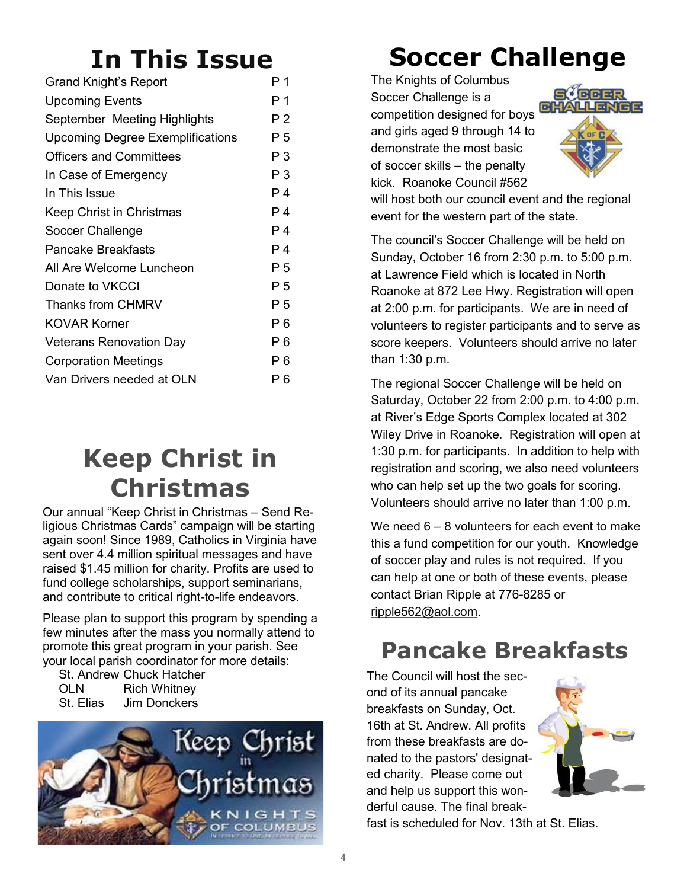# In This Issue

| | |
|---|---|
| Grand Knight's Report | P 1 |
| Upcoming Events | P 1 |
| September Meeting Highlights | P 2 |
| Upcoming Degree Exemplifications | P 5 |
| Officers and Committees | P 3 |
| In Case of Emergency | P 3 |
| In This Issue | P 4 |
| Keep Christ in Christmas | P 4 |
| Soccer Challenge | P 4 |
| Pancake Breakfasts | P 4 |
| All Are Welcome Luncheon | P 5 |
| Donate to VKCCI | P 5 |
| Thanks from CHMRV | P 5 |
| KOVAR Korner | P 6 |
| Veterans Renovation Day | P 6 |
| Corporation Meetings | P 6 |
| Van Drivers needed at OLN | P 6 |

# Keep Christ in Christmas

Our annual "Keep Christ in Christmas – Send Religious Christmas Cards" campaign will be starting again soon! Since 1989, Catholics in Virginia have sent over 4.4 million spiritual messages and have raised $1.45 million for charity. Profits are used to fund college scholarships, support seminarians, and contribute to critical right-to-life endeavors.

Please plan to support this program by spending a few minutes after the mass you normally attend to promote this great program in your parish. See your local parish coordinator for more details:

| | |
|---|---|
| St. Andrew | Chuck Hatcher |
| OLN | Rich Whitney |
| St. Elias | Jim Donckers |

# Soccer Challenge

The Knights of Columbus Soccer Challenge is a competition designed for boys and girls aged 9 through 14 to demonstrate the most basic of soccer skills – the penalty kick. Roanoke Council #562 will host both our council event and the regional event for the western part of the state.

The council's Soccer Challenge will be held on Sunday, October 16 from 2:30 p.m. to 5:00 p.m. at Lawrence Field which is located in North Roanoke at 872 Lee Hwy. Registration will open at 2:00 p.m. for participants. We are in need of volunteers to register participants and to serve as score keepers. Volunteers should arrive no later than 1:30 p.m.

The regional Soccer Challenge will be held on Saturday, October 22 from 2:00 p.m. to 4:00 p.m. at River's Edge Sports Complex located at 302 Wiley Drive in Roanoke. Registration will open at 1:30 p.m. for participants. In addition to help with registration and scoring, we also need volunteers who can help set up the two goals for scoring. Volunteers should arrive no later than 1:00 p.m.

We need 6 – 8 volunteers for each event to make this a fund competition for our youth. Knowledge of soccer play and rules is not required. If you can help at one or both of these events, please contact Brian Ripple at 776-8285 or ripple562@aol.com.

# Pancake Breakfasts

The Council will host the second of its annual pancake breakfasts on Sunday, Oct. 16th at St. Andrew. All profits from these breakfasts are donated to the pastors' designated charity. Please come out and help us support this wonderful cause. The final breakfast is scheduled for Nov. 13th at St. Elias.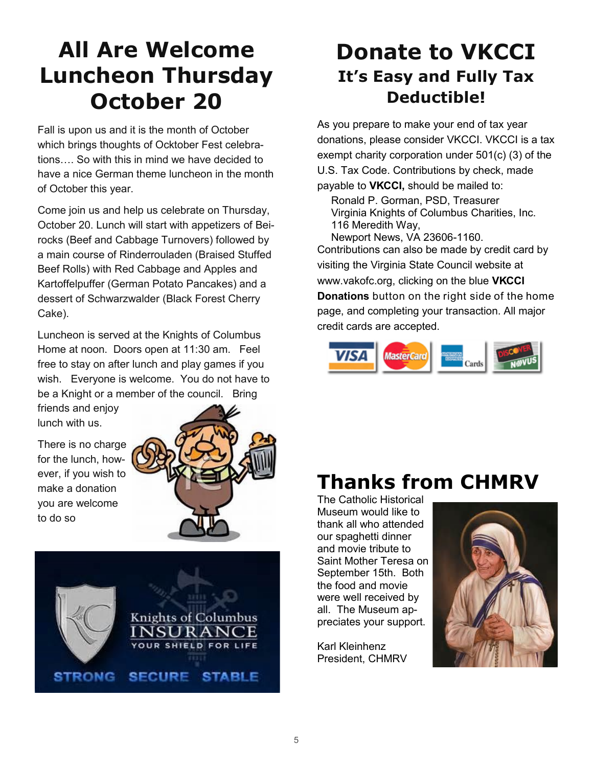# All Are Welcome Luncheon Thursday October 20

Fall is upon us and it is the month of October which brings thoughts of Ocktober Fest celebrations…. So with this in mind we have decided to have a nice German theme luncheon in the month of October this year.

Come join us and help us celebrate on Thursday, October 20. Lunch will start with appetizers of Beirocks (Beef and Cabbage Turnovers) followed by a main course of Rinderrouladen (Braised Stuffed Beef Rolls) with Red Cabbage and Apples and Kartoffelpuffer (German Potato Pancakes) and a dessert of Schwarzwalder (Black Forest Cherry Cake).

Luncheon is served at the Knights of Columbus Home at noon. Doors open at 11:30 am. Feel free to stay on after lunch and play games if you wish. Everyone is welcome. You do not have to be a Knight or a member of the council. Bring friends and enjoy lunch with us.

There is no charge for the lunch, however, if you wish to make a donation you are welcome to do so

Knights of Columbus INSURANCE YOUR SHIELD FOR LIFE

STRONG SECURE STABLE

# Donate to VKCCI

## It's Easy and Fully Tax Deductible!

As you prepare to make your end of tax year donations, please consider VKCCI. VKCCI is a tax exempt charity corporation under 501(c) (3) of the U.S. Tax Code. Contributions by check, made payable to **VKCCI,** should be mailed to:

Ronald P. Gorman, PSD, Treasurer
Virginia Knights of Columbus Charities, Inc.
116 Meredith Way,
Newport News, VA 23606-1160.

Contributions can also be made by credit card by visiting the Virginia State Council website at www.vakofc.org, clicking on the blue **VKCCI Donations** button on the right side of the home page, and completing your transaction. All major credit cards are accepted.

# Thanks from CHMRV

The Catholic Historical Museum would like to thank all who attended our spaghetti dinner and movie tribute to Saint Mother Teresa on September 15th. Both the food and movie were well received by all. The Museum appreciates your support.

Karl Kleinhenz
President, CHMRV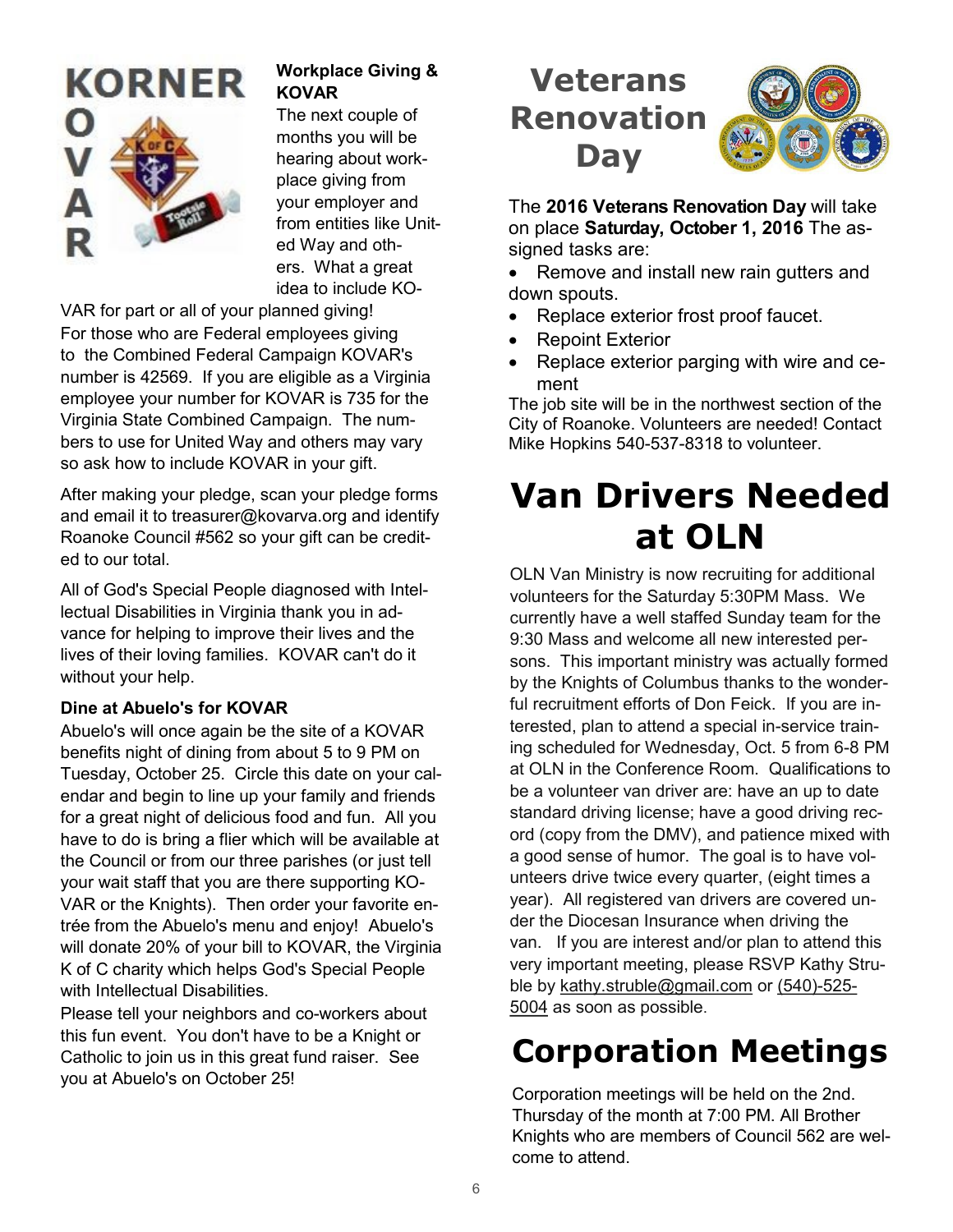# KORNER O V A R

### Workplace Giving & KOVAR

The next couple of months you will be hearing about workplace giving from your employer and from entities like United Way and others. What a great idea to include KOVAR for part or all of your planned giving! For those who are Federal employees giving to the Combined Federal Campaign KOVAR's number is 42569. If you are eligible as a Virginia employee your number for KOVAR is 735 for the Virginia State Combined Campaign. The numbers to use for United Way and others may vary so ask how to include KOVAR in your gift.

After making your pledge, scan your pledge forms and email it to treasurer@kovarva.org and identify Roanoke Council #562 so your gift can be credited to our total.

All of God's Special People diagnosed with Intellectual Disabilities in Virginia thank you in advance for helping to improve their lives and the lives of their loving families. KOVAR can't do it without your help.

### Dine at Abuelo's for KOVAR

Abuelo's will once again be the site of a KOVAR benefits night of dining from about 5 to 9 PM on Tuesday, October 25. Circle this date on your calendar and begin to line up your family and friends for a great night of delicious food and fun. All you have to do is bring a flier which will be available at the Council or from our three parishes (or just tell your wait staff that you are there supporting KOVAR or the Knights). Then order your favorite entrée from the Abuelo's menu and enjoy! Abuelo's will donate 20% of your bill to KOVAR, the Virginia K of C charity which helps God's Special People with Intellectual Disabilities.

Please tell your neighbors and co-workers about this fun event. You don't have to be a Knight or Catholic to join us in this great fund raiser. See you at Abuelo's on October 25!

# Veterans Renovation Day

The **2016 Veterans Renovation Day** will take on place **Saturday, October 1, 2016** The assigned tasks are:

- Remove and install new rain gutters and down spouts.
- Replace exterior frost proof faucet.
- Repoint Exterior
- Replace exterior parging with wire and cement

The job site will be in the northwest section of the City of Roanoke. Volunteers are needed! Contact Mike Hopkins 540-537-8318 to volunteer.

# Van Drivers Needed at OLN

OLN Van Ministry is now recruiting for additional volunteers for the Saturday 5:30PM Mass. We currently have a well staffed Sunday team for the 9:30 Mass and welcome all new interested persons. This important ministry was actually formed by the Knights of Columbus thanks to the wonderful recruitment efforts of Don Feick. If you are interested, plan to attend a special in-service training scheduled for Wednesday, Oct. 5 from 6-8 PM at OLN in the Conference Room. Qualifications to be a volunteer van driver are: have an up to date standard driving license; have a good driving record (copy from the DMV), and patience mixed with a good sense of humor. The goal is to have volunteers drive twice every quarter, (eight times a year). All registered van drivers are covered under the Diocesan Insurance when driving the van. If you are interest and/or plan to attend this very important meeting, please RSVP Kathy Struble by kathy.struble@gmail.com or (540)-525-5004 as soon as possible.

# Corporation Meetings

Corporation meetings will be held on the 2nd. Thursday of the month at 7:00 PM. All Brother Knights who are members of Council 562 are welcome to attend.